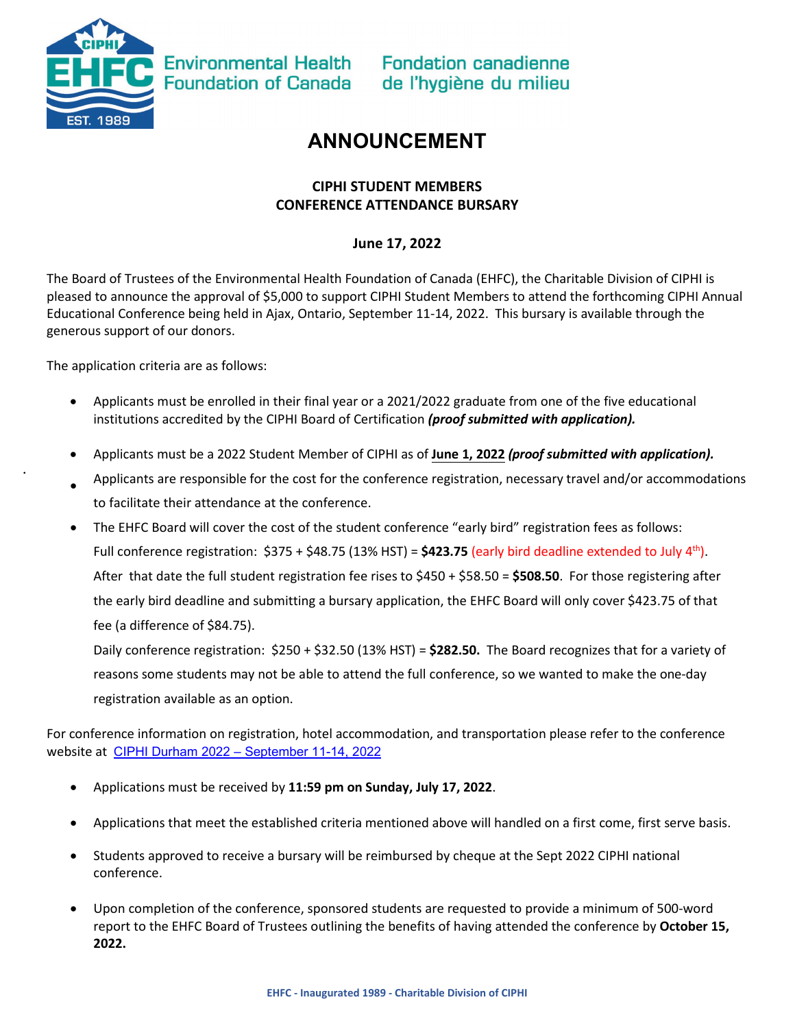Environmental Health Foundation of Canada

Fondation canadienne de l'hygiène du milieu

# ANNOUNCEMENT

## CIPHI STUDENT MEMBERS CONFERENCE ATTENDANCE BURSARY

**June 17, 2022**

The Board of Trustees of the Environmental Health Foundation of Canada (EHFC), the Charitable Division of CIPHI is pleased to announce the approval of $5,000 to support CIPHI Student Members to attend the forthcoming CIPHI Annual Educational Conference being held in Ajax, Ontario, September 11-14, 2022. This bursary is available through the generous support of our donors.

The application criteria are as follows:

- Applicants must be enrolled in their final year or a 2021/2022 graduate from one of the five educational institutions accredited by the CIPHI Board of Certification ***(proof submitted with application).***
- Applicants must be a 2022 Student Member of CIPHI as of **June 1, 2022** ***(proof submitted with application).***
- Applicants are responsible for the cost for the conference registration, necessary travel and/or accommodations to facilitate their attendance at the conference.
- The EHFC Board will cover the cost of the student conference "early bird" registration fees as follows:
  Full conference registration: $375 + $48.75 (13% HST) = **$423.75** (early bird deadline extended to July 4th).
  After that date the full student registration fee rises to $450 + $58.50 = **$508.50**. For those registering after the early bird deadline and submitting a bursary application, the EHFC Board will only cover $423.75 of that fee (a difference of $84.75).
  Daily conference registration: $250 + $32.50 (13% HST) = **$282.50.** The Board recognizes that for a variety of reasons some students may not be able to attend the full conference, so we wanted to make the one-day registration available as an option.

For conference information on registration, hotel accommodation, and transportation please refer to the conference website at CIPHI Durham 2022 – September 11-14, 2022

- Applications must be received by **11:59 pm on Sunday, July 17, 2022**.
- Applications that meet the established criteria mentioned above will handled on a first come, first serve basis.
- Students approved to receive a bursary will be reimbursed by cheque at the Sept 2022 CIPHI national conference.
- Upon completion of the conference, sponsored students are requested to provide a minimum of 500-word report to the EHFC Board of Trustees outlining the benefits of having attended the conference by **October 15, 2022.**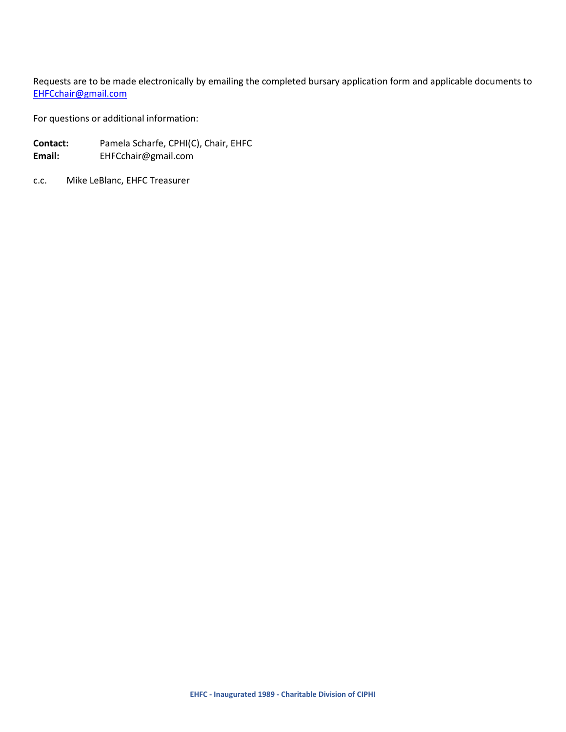Requests are to be made electronically by emailing the completed bursary application form and applicable documents to [EHFCchair@gmail.com](mailto:EHFCchair@gmail.com)

For questions or additional information:

**Contact:** Pamela Scharfe, CPHI(C), Chair, EHFC
**Email:** EHFCchair@gmail.com

c.c. Mike LeBlanc, EHFC Treasurer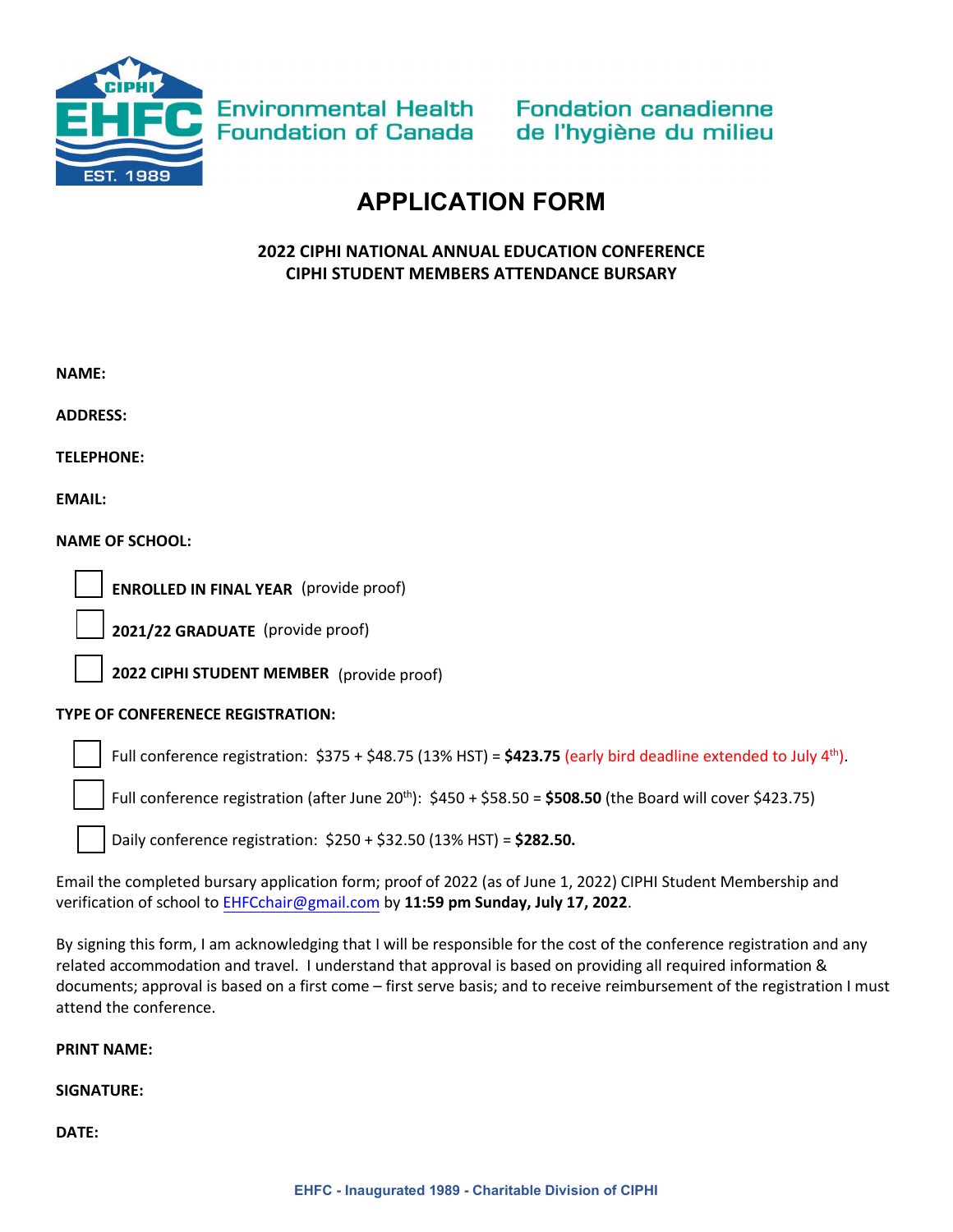Environmental Health Foundation of Canada

Fondation canadienne de l'hygiène du milieu

# APPLICATION FORM

**2022 CIPHI NATIONAL ANNUAL EDUCATION CONFERENCE**
**CIPHI STUDENT MEMBERS ATTENDANCE BURSARY**

**NAME:**

**ADDRESS:**

**TELEPHONE:**

**EMAIL:**

**NAME OF SCHOOL:**

- [ ] **ENROLLED IN FINAL YEAR** (provide proof)
- [ ] **2021/22 GRADUATE** (provide proof)
- [ ] **2022 CIPHI STUDENT MEMBER** (provide proof)

**TYPE OF CONFERENECE REGISTRATION:**

- [ ] Full conference registration: $375 + $48.75 (13% HST) = **$423.75** (early bird deadline extended to July 4th).
- [ ] Full conference registration (after June 20th): $450 + $58.50 = **$508.50** (the Board will cover $423.75)
- [ ] Daily conference registration: $250 + $32.50 (13% HST) = **$282.50.**

Email the completed bursary application form; proof of 2022 (as of June 1, 2022) CIPHI Student Membership and verification of school to EHFCchair@gmail.com by **11:59 pm Sunday, July 17, 2022**.

By signing this form, I am acknowledging that I will be responsible for the cost of the conference registration and any related accommodation and travel. I understand that approval is based on providing all required information & documents; approval is based on a first come – first serve basis; and to receive reimbursement of the registration I must attend the conference.

**PRINT NAME:**

**SIGNATURE:**

**DATE:**

**EHFC - Inaugurated 1989 - Charitable Division of CIPHI**